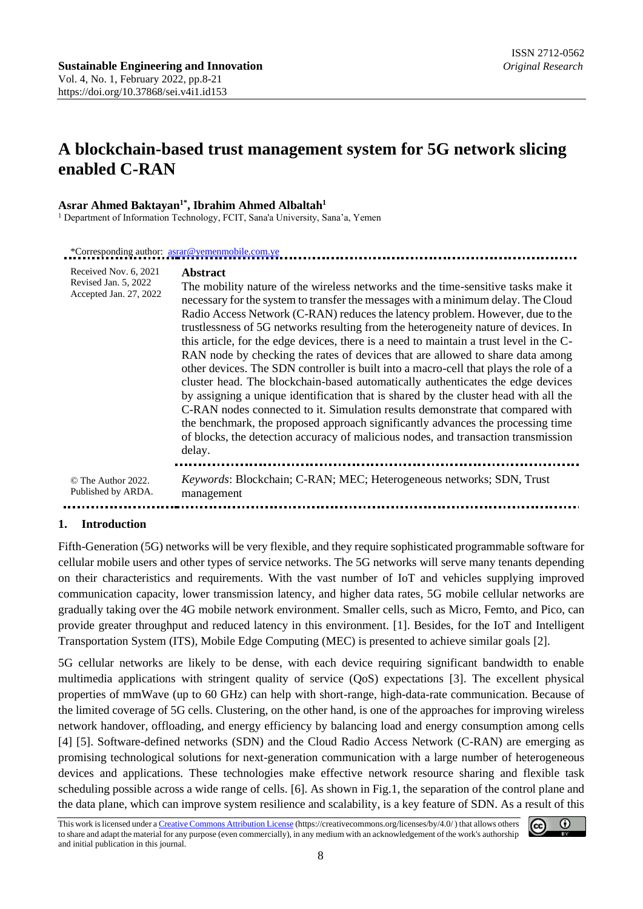ISSN 2712-0562
*Original Research*

**Sustainable Engineering and Innovation**
Vol. 4, No. 1, February 2022, pp.8-21
https://doi.org/10.37868/sei.v4i1.id153

# A blockchain-based trust management system for 5G network slicing enabled C-RAN

**Asrar Ahmed Baktayan[1*], Ibrahim Ahmed Albaltah[1]**

[1] Department of Information Technology, FCIT, Sana'a University, Sana'a, Yemen

*Corresponding author: asrar@yemenmobile.com.ye

Received Nov. 6, 2021
Revised Jan. 5, 2022
Accepted Jan. 27, 2022

**Abstract**

The mobility nature of the wireless networks and the time-sensitive tasks make it necessary for the system to transfer the messages with a minimum delay. The Cloud Radio Access Network (C-RAN) reduces the latency problem. However, due to the trustlessness of 5G networks resulting from the heterogeneity nature of devices. In this article, for the edge devices, there is a need to maintain a trust level in the C-RAN node by checking the rates of devices that are allowed to share data among other devices. The SDN controller is built into a macro-cell that plays the role of a cluster head. The blockchain-based automatically authenticates the edge devices by assigning a unique identification that is shared by the cluster head with all the C-RAN nodes connected to it. Simulation results demonstrate that compared with the benchmark, the proposed approach significantly advances the processing time of blocks, the detection accuracy of malicious nodes, and transaction transmission delay.

© The Author 2022.
Published by ARDA.

*Keywords*: Blockchain; C-RAN; MEC; Heterogeneous networks; SDN, Trust management

## 1. Introduction

Fifth-Generation (5G) networks will be very flexible, and they require sophisticated programmable software for cellular mobile users and other types of service networks. The 5G networks will serve many tenants depending on their characteristics and requirements. With the vast number of IoT and vehicles supplying improved communication capacity, lower transmission latency, and higher data rates, 5G mobile cellular networks are gradually taking over the 4G mobile network environment. Smaller cells, such as Micro, Femto, and Pico, can provide greater throughput and reduced latency in this environment. [1]. Besides, for the IoT and Intelligent Transportation System (ITS), Mobile Edge Computing (MEC) is presented to achieve similar goals [2].

5G cellular networks are likely to be dense, with each device requiring significant bandwidth to enable multimedia applications with stringent quality of service (QoS) expectations [3]. The excellent physical properties of mmWave (up to 60 GHz) can help with short-range, high-data-rate communication. Because of the limited coverage of 5G cells. Clustering, on the other hand, is one of the approaches for improving wireless network handover, offloading, and energy efficiency by balancing load and energy consumption among cells [4] [5]. Software-defined networks (SDN) and the Cloud Radio Access Network (C-RAN) are emerging as promising technological solutions for next-generation communication with a large number of heterogeneous devices and applications. These technologies make effective network resource sharing and flexible task scheduling possible across a wide range of cells. [6]. As shown in Fig.1, the separation of the control plane and the data plane, which can improve system resilience and scalability, is a key feature of SDN. As a result of this

This work is licensed under a Creative Commons Attribution License (https://creativecommons.org/licenses/by/4.0/) that allows others to share and adapt the material for any purpose (even commercially), in any medium with an acknowledgement of the work's authorship and initial publication in this journal.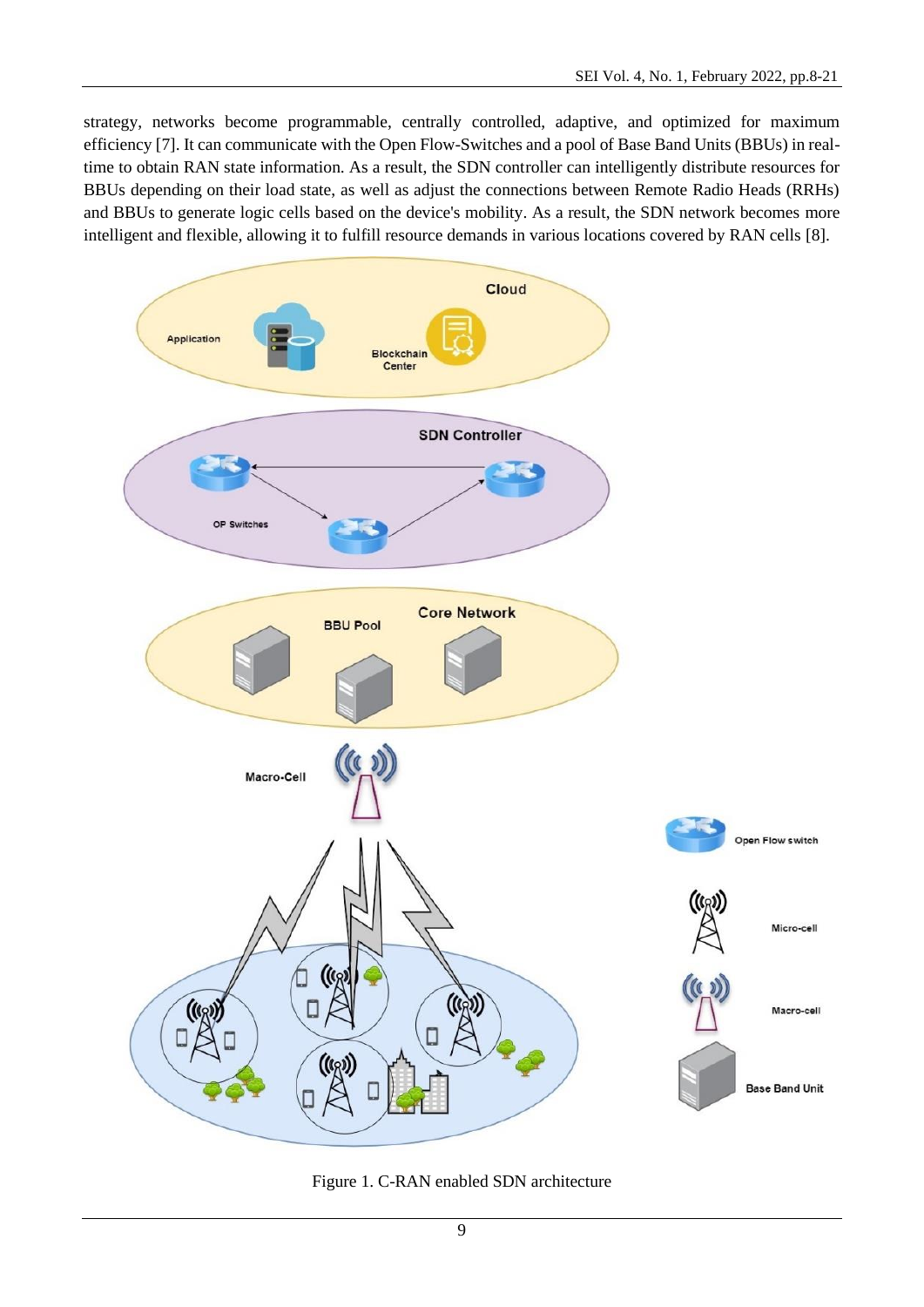strategy, networks become programmable, centrally controlled, adaptive, and optimized for maximum efficiency [7]. It can communicate with the Open Flow-Switches and a pool of Base Band Units (BBUs) in real-time to obtain RAN state information. As a result, the SDN controller can intelligently distribute resources for BBUs depending on their load state, as well as adjust the connections between Remote Radio Heads (RRHs) and BBUs to generate logic cells based on the device's mobility. As a result, the SDN network becomes more intelligent and flexible, allowing it to fulfill resource demands in various locations covered by RAN cells [8].

Figure 1. C-RAN enabled SDN architecture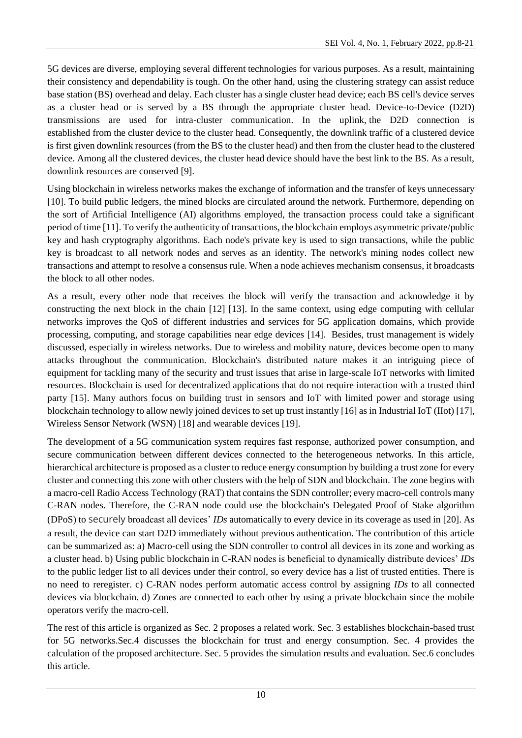5G devices are diverse, employing several different technologies for various purposes. As a result, maintaining their consistency and dependability is tough. On the other hand, using the clustering strategy can assist reduce base station (BS) overhead and delay. Each cluster has a single cluster head device; each BS cell's device serves as a cluster head or is served by a BS through the appropriate cluster head. Device-to-Device (D2D) transmissions are used for intra-cluster communication. In the uplink, the D2D connection is established from the cluster device to the cluster head. Consequently, the downlink traffic of a clustered device is first given downlink resources (from the BS to the cluster head) and then from the cluster head to the clustered device. Among all the clustered devices, the cluster head device should have the best link to the BS. As a result, downlink resources are conserved [9].

Using blockchain in wireless networks makes the exchange of information and the transfer of keys unnecessary [10]. To build public ledgers, the mined blocks are circulated around the network. Furthermore, depending on the sort of Artificial Intelligence (AI) algorithms employed, the transaction process could take a significant period of time [11]. To verify the authenticity of transactions, the blockchain employs asymmetric private/public key and hash cryptography algorithms. Each node's private key is used to sign transactions, while the public key is broadcast to all network nodes and serves as an identity. The network's mining nodes collect new transactions and attempt to resolve a consensus rule. When a node achieves mechanism consensus, it broadcasts the block to all other nodes.

As a result, every other node that receives the block will verify the transaction and acknowledge it by constructing the next block in the chain [12] [13]. In the same context, using edge computing with cellular networks improves the QoS of different industries and services for 5G application domains, which provide processing, computing, and storage capabilities near edge devices [14]. Besides, trust management is widely discussed, especially in wireless networks. Due to wireless and mobility nature, devices become open to many attacks throughout the communication. Blockchain's distributed nature makes it an intriguing piece of equipment for tackling many of the security and trust issues that arise in large-scale IoT networks with limited resources. Blockchain is used for decentralized applications that do not require interaction with a trusted third party [15]. Many authors focus on building trust in sensors and IoT with limited power and storage using blockchain technology to allow newly joined devices to set up trust instantly [16] as in Industrial IoT (IIot) [17], Wireless Sensor Network (WSN) [18] and wearable devices [19].

The development of a 5G communication system requires fast response, authorized power consumption, and secure communication between different devices connected to the heterogeneous networks. In this article, hierarchical architecture is proposed as a cluster to reduce energy consumption by building a trust zone for every cluster and connecting this zone with other clusters with the help of SDN and blockchain. The zone begins with a macro-cell Radio Access Technology (RAT) that contains the SDN controller; every macro-cell controls many C-RAN nodes. Therefore, the C-RAN node could use the blockchain's Delegated Proof of Stake algorithm (DPoS) to securely broadcast all devices' *IDs* automatically to every device in its coverage as used in [20]. As a result, the device can start D2D immediately without previous authentication. The contribution of this article can be summarized as: a) Macro-cell using the SDN controller to control all devices in its zone and working as a cluster head. b) Using public blockchain in C-RAN nodes is beneficial to dynamically distribute devices' *IDs* to the public ledger list to all devices under their control, so every device has a list of trusted entities. There is no need to reregister. c) C-RAN nodes perform automatic access control by assigning *IDs* to all connected devices via blockchain. d) Zones are connected to each other by using a private blockchain since the mobile operators verify the macro-cell.

The rest of this article is organized as Sec. 2 proposes a related work. Sec. 3 establishes blockchain-based trust for 5G networks.Sec.4 discusses the blockchain for trust and energy consumption. Sec. 4 provides the calculation of the proposed architecture. Sec. 5 provides the simulation results and evaluation. Sec.6 concludes this article.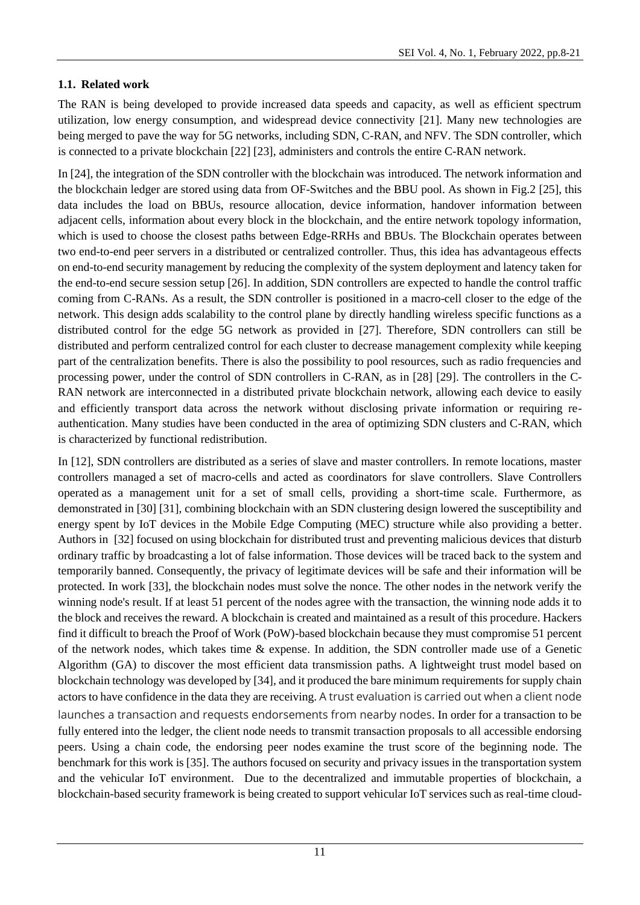### 1.1. Related work

The RAN is being developed to provide increased data speeds and capacity, as well as efficient spectrum utilization, low energy consumption, and widespread device connectivity [21]. Many new technologies are being merged to pave the way for 5G networks, including SDN, C-RAN, and NFV. The SDN controller, which is connected to a private blockchain [22] [23], administers and controls the entire C-RAN network.

In [24], the integration of the SDN controller with the blockchain was introduced. The network information and the blockchain ledger are stored using data from OF-Switches and the BBU pool. As shown in Fig.2 [25], this data includes the load on BBUs, resource allocation, device information, handover information between adjacent cells, information about every block in the blockchain, and the entire network topology information, which is used to choose the closest paths between Edge-RRHs and BBUs. The Blockchain operates between two end-to-end peer servers in a distributed or centralized controller. Thus, this idea has advantageous effects on end-to-end security management by reducing the complexity of the system deployment and latency taken for the end-to-end secure session setup [26]. In addition, SDN controllers are expected to handle the control traffic coming from C-RANs. As a result, the SDN controller is positioned in a macro-cell closer to the edge of the network. This design adds scalability to the control plane by directly handling wireless specific functions as a distributed control for the edge 5G network as provided in [27]. Therefore, SDN controllers can still be distributed and perform centralized control for each cluster to decrease management complexity while keeping part of the centralization benefits. There is also the possibility to pool resources, such as radio frequencies and processing power, under the control of SDN controllers in C-RAN, as in [28] [29]. The controllers in the C-RAN network are interconnected in a distributed private blockchain network, allowing each device to easily and efficiently transport data across the network without disclosing private information or requiring re-authentication. Many studies have been conducted in the area of optimizing SDN clusters and C-RAN, which is characterized by functional redistribution.

In [12], SDN controllers are distributed as a series of slave and master controllers. In remote locations, master controllers managed a set of macro-cells and acted as coordinators for slave controllers. Slave Controllers operated as a management unit for a set of small cells, providing a short-time scale. Furthermore, as demonstrated in [30] [31], combining blockchain with an SDN clustering design lowered the susceptibility and energy spent by IoT devices in the Mobile Edge Computing (MEC) structure while also providing a better. Authors in [32] focused on using blockchain for distributed trust and preventing malicious devices that disturb ordinary traffic by broadcasting a lot of false information. Those devices will be traced back to the system and temporarily banned. Consequently, the privacy of legitimate devices will be safe and their information will be protected. In work [33], the blockchain nodes must solve the nonce. The other nodes in the network verify the winning node's result. If at least 51 percent of the nodes agree with the transaction, the winning node adds it to the block and receives the reward. A blockchain is created and maintained as a result of this procedure. Hackers find it difficult to breach the Proof of Work (PoW)-based blockchain because they must compromise 51 percent of the network nodes, which takes time & expense. In addition, the SDN controller made use of a Genetic Algorithm (GA) to discover the most efficient data transmission paths. A lightweight trust model based on blockchain technology was developed by [34], and it produced the bare minimum requirements for supply chain actors to have confidence in the data they are receiving. A trust evaluation is carried out when a client node launches a transaction and requests endorsements from nearby nodes. In order for a transaction to be fully entered into the ledger, the client node needs to transmit transaction proposals to all accessible endorsing peers. Using a chain code, the endorsing peer nodes examine the trust score of the beginning node. The benchmark for this work is [35]. The authors focused on security and privacy issues in the transportation system and the vehicular IoT environment. Due to the decentralized and immutable properties of blockchain, a blockchain-based security framework is being created to support vehicular IoT services such as real-time cloud-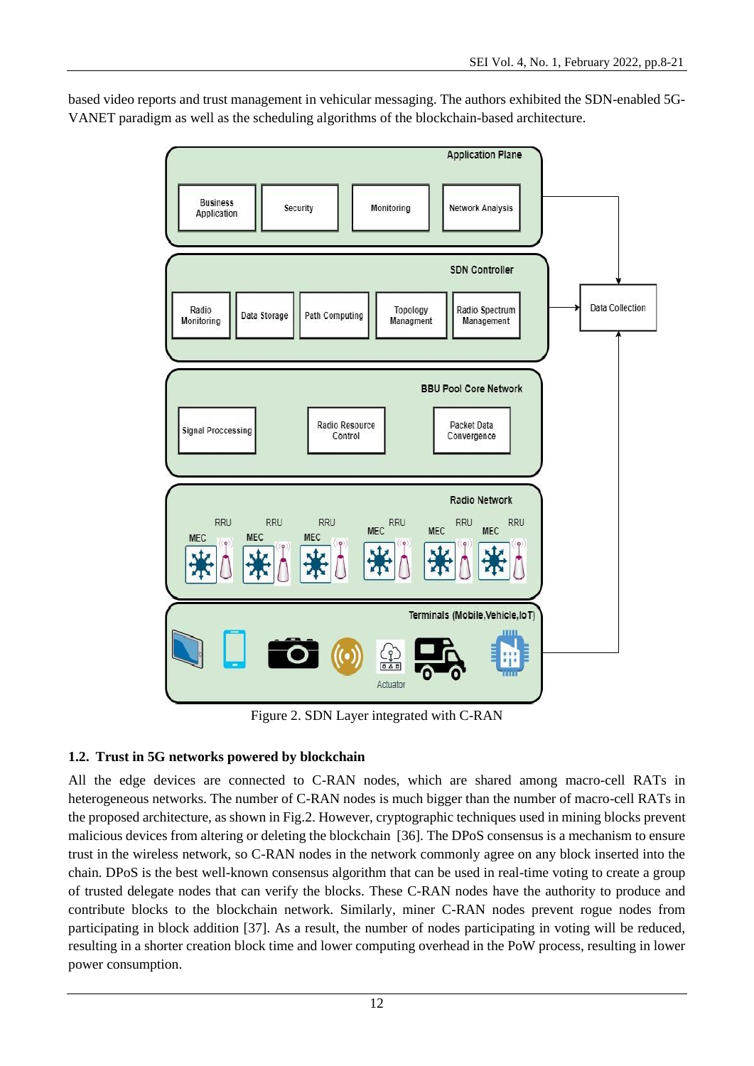based video reports and trust management in vehicular messaging. The authors exhibited the SDN-enabled 5G-VANET paradigm as well as the scheduling algorithms of the blockchain-based architecture.

Figure 2. SDN Layer integrated with C-RAN

### 1.2. Trust in 5G networks powered by blockchain

All the edge devices are connected to C-RAN nodes, which are shared among macro-cell RATs in heterogeneous networks. The number of C-RAN nodes is much bigger than the number of macro-cell RATs in the proposed architecture, as shown in Fig.2. However, cryptographic techniques used in mining blocks prevent malicious devices from altering or deleting the blockchain [36]. The DPoS consensus is a mechanism to ensure trust in the wireless network, so C-RAN nodes in the network commonly agree on any block inserted into the chain. DPoS is the best well-known consensus algorithm that can be used in real-time voting to create a group of trusted delegate nodes that can verify the blocks. These C-RAN nodes have the authority to produce and contribute blocks to the blockchain network. Similarly, miner C-RAN nodes prevent rogue nodes from participating in block addition [37]. As a result, the number of nodes participating in voting will be reduced, resulting in a shorter creation block time and lower computing overhead in the PoW process, resulting in lower power consumption.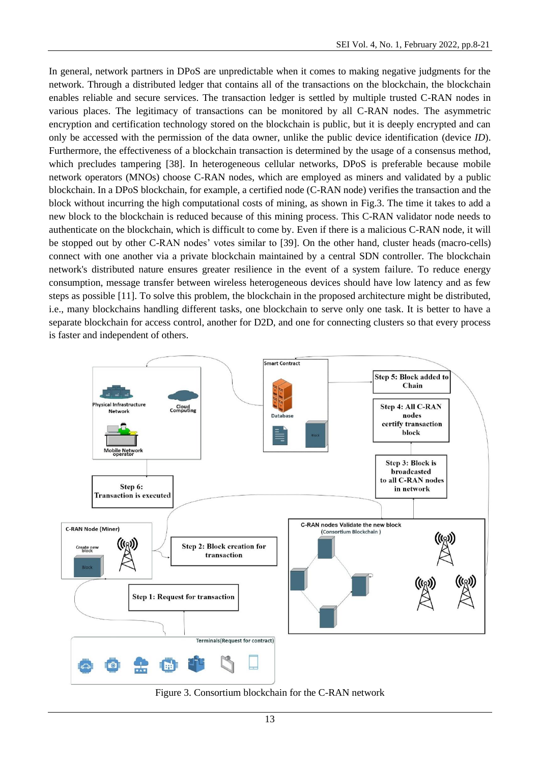In general, network partners in DPoS are unpredictable when it comes to making negative judgments for the network. Through a distributed ledger that contains all of the transactions on the blockchain, the blockchain enables reliable and secure services. The transaction ledger is settled by multiple trusted C-RAN nodes in various places. The legitimacy of transactions can be monitored by all C-RAN nodes. The asymmetric encryption and certification technology stored on the blockchain is public, but it is deeply encrypted and can only be accessed with the permission of the data owner, unlike the public device identification (device *ID*). Furthermore, the effectiveness of a blockchain transaction is determined by the usage of a consensus method, which precludes tampering [38]. In heterogeneous cellular networks, DPoS is preferable because mobile network operators (MNOs) choose C-RAN nodes, which are employed as miners and validated by a public blockchain. In a DPoS blockchain, for example, a certified node (C-RAN node) verifies the transaction and the block without incurring the high computational costs of mining, as shown in Fig.3. The time it takes to add a new block to the blockchain is reduced because of this mining process. This C-RAN validator node needs to authenticate on the blockchain, which is difficult to come by. Even if there is a malicious C-RAN node, it will be stopped out by other C-RAN nodes' votes similar to [39]. On the other hand, cluster heads (macro-cells) connect with one another via a private blockchain maintained by a central SDN controller. The blockchain network's distributed nature ensures greater resilience in the event of a system failure. To reduce energy consumption, message transfer between wireless heterogeneous devices should have low latency and as few steps as possible [11]. To solve this problem, the blockchain in the proposed architecture might be distributed, i.e., many blockchains handling different tasks, one blockchain to serve only one task. It is better to have a separate blockchain for access control, another for D2D, and one for connecting clusters so that every process is faster and independent of others.

Figure 3. Consortium blockchain for the C-RAN network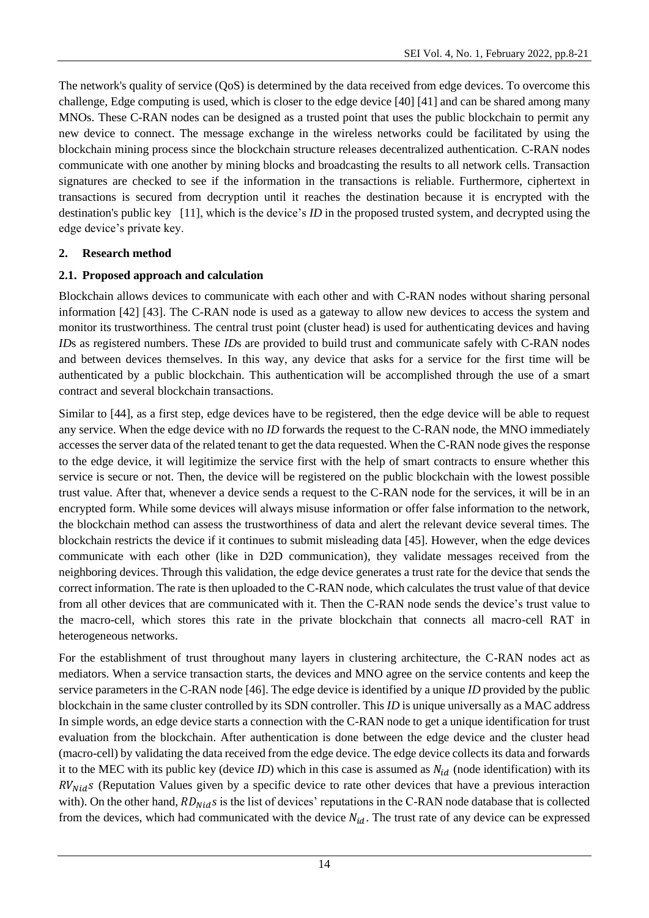The network's quality of service (QoS) is determined by the data received from edge devices. To overcome this challenge, Edge computing is used, which is closer to the edge device [40] [41] and can be shared among many MNOs. These C-RAN nodes can be designed as a trusted point that uses the public blockchain to permit any new device to connect. The message exchange in the wireless networks could be facilitated by using the blockchain mining process since the blockchain structure releases decentralized authentication. C-RAN nodes communicate with one another by mining blocks and broadcasting the results to all network cells. Transaction signatures are checked to see if the information in the transactions is reliable. Furthermore, ciphertext in transactions is secured from decryption until it reaches the destination because it is encrypted with the destination's public key [11], which is the device's *ID* in the proposed trusted system, and decrypted using the edge device's private key.

## 2. Research method

### 2.1. Proposed approach and calculation

Blockchain allows devices to communicate with each other and with C-RAN nodes without sharing personal information [42] [43]. The C-RAN node is used as a gateway to allow new devices to access the system and monitor its trustworthiness. The central trust point (cluster head) is used for authenticating devices and having *ID*s as registered numbers. These *ID*s are provided to build trust and communicate safely with C-RAN nodes and between devices themselves. In this way, any device that asks for a service for the first time will be authenticated by a public blockchain. This authentication will be accomplished through the use of a smart contract and several blockchain transactions.

Similar to [44], as a first step, edge devices have to be registered, then the edge device will be able to request any service. When the edge device with no *ID* forwards the request to the C-RAN node, the MNO immediately accesses the server data of the related tenant to get the data requested. When the C-RAN node gives the response to the edge device, it will legitimize the service first with the help of smart contracts to ensure whether this service is secure or not. Then, the device will be registered on the public blockchain with the lowest possible trust value. After that, whenever a device sends a request to the C-RAN node for the services, it will be in an encrypted form. While some devices will always misuse information or offer false information to the network, the blockchain method can assess the trustworthiness of data and alert the relevant device several times. The blockchain restricts the device if it continues to submit misleading data [45]. However, when the edge devices communicate with each other (like in D2D communication), they validate messages received from the neighboring devices. Through this validation, the edge device generates a trust rate for the device that sends the correct information. The rate is then uploaded to the C-RAN node, which calculates the trust value of that device from all other devices that are communicated with it. Then the C-RAN node sends the device's trust value to the macro-cell, which stores this rate in the private blockchain that connects all macro-cell RAT in heterogeneous networks.

For the establishment of trust throughout many layers in clustering architecture, the C-RAN nodes act as mediators. When a service transaction starts, the devices and MNO agree on the service contents and keep the service parameters in the C-RAN node [46]. The edge device is identified by a unique *ID* provided by the public blockchain in the same cluster controlled by its SDN controller. This *ID* is unique universally as a MAC address In simple words, an edge device starts a connection with the C-RAN node to get a unique identification for trust evaluation from the blockchain. After authentication is done between the edge device and the cluster head (macro-cell) by validating the data received from the edge device. The edge device collects its data and forwards it to the MEC with its public key (device *ID*) which in this case is assumed as $N_{id}$ (node identification) with its $RV_{Nid}s$ (Reputation Values given by a specific device to rate other devices that have a previous interaction with). On the other hand, $RD_{Nid}s$ is the list of devices' reputations in the C-RAN node database that is collected from the devices, which had communicated with the device $N_{id}$. The trust rate of any device can be expressed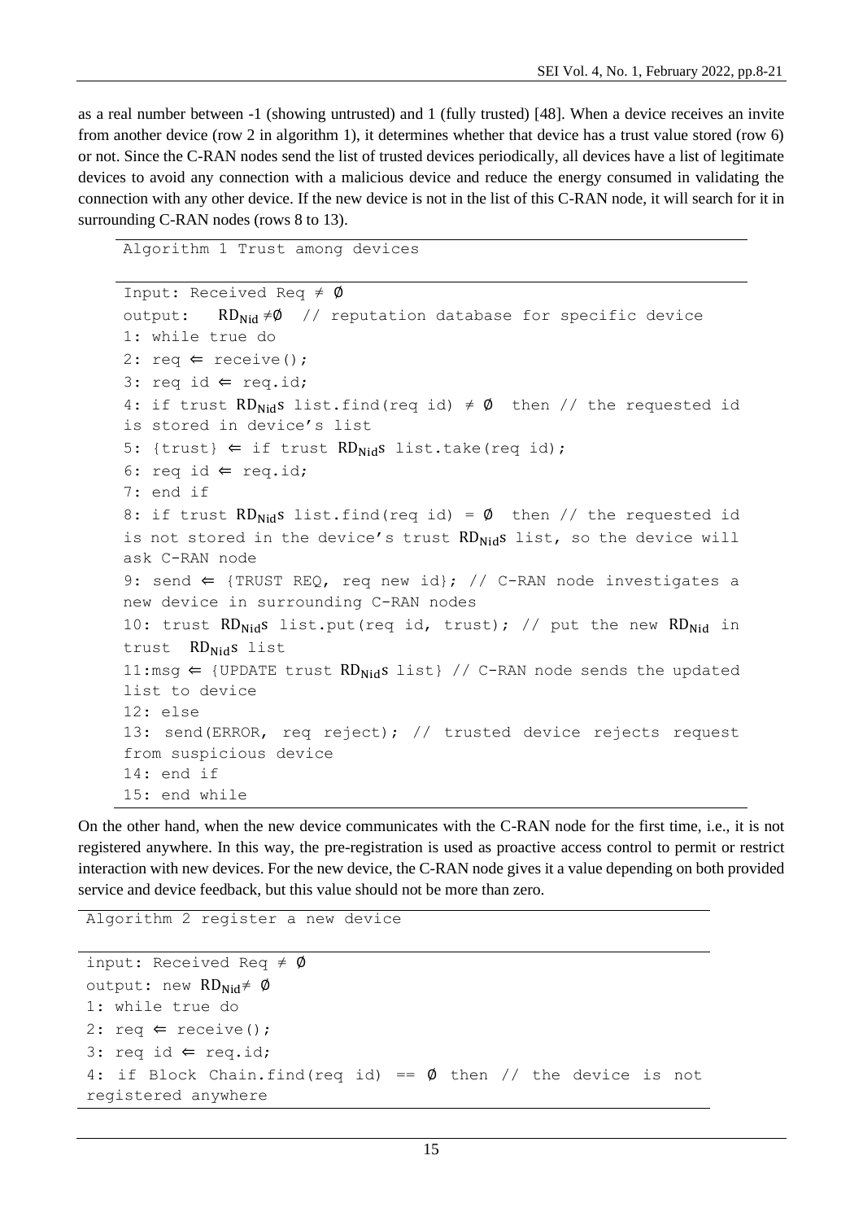as a real number between -1 (showing untrusted) and 1 (fully trusted) [48]. When a device receives an invite from another device (row 2 in algorithm 1), it determines whether that device has a trust value stored (row 6) or not. Since the C-RAN nodes send the list of trusted devices periodically, all devices have a list of legitimate devices to avoid any connection with a malicious device and reduce the energy consumed in validating the connection with any other device. If the new device is not in the list of this C-RAN node, it will search for it in surrounding C-RAN nodes (rows 8 to 13).

```
Algorithm 1 Trust among devices

Input: Received Req ≠ ∅
output:   RD_Nid ≠∅  // reputation database for specific device
1: while true do
2: req ⇐ receive();
3: req id ⇐ req.id;
4: if trust RD_Nids list.find(req id) ≠ ∅  then // the requested id is stored in device's list
5: {trust} ⇐ if trust RD_Nids list.take(req id);
6: req id ⇐ req.id;
7: end if
8: if trust RD_Nids list.find(req id) = ∅  then // the requested id is not stored in the device's trust RD_Nids list, so the device will ask C-RAN node
9: send ⇐ {TRUST REQ, req new id}; // C-RAN node investigates a new device in surrounding C-RAN nodes
10: trust RD_Nids list.put(req id, trust); // put the new RD_Nid in trust  RD_Nids list
11:msg ⇐ {UPDATE trust RD_Nids list} // C-RAN node sends the updated list to device
12: else
13: send(ERROR, req reject); // trusted device rejects request from suspicious device
14: end if
15: end while
```

On the other hand, when the new device communicates with the C-RAN node for the first time, i.e., it is not registered anywhere. In this way, the pre-registration is used as proactive access control to permit or restrict interaction with new devices. For the new device, the C-RAN node gives it a value depending on both provided service and device feedback, but this value should not be more than zero.

```
Algorithm 2 register a new device

input: Received Req ≠ ∅
output: new RD_Nid≠ ∅
1: while true do
2: req ⇐ receive();
3: req id ⇐ req.id;
4: if Block Chain.find(req id) == ∅ then // the device is not registered anywhere
```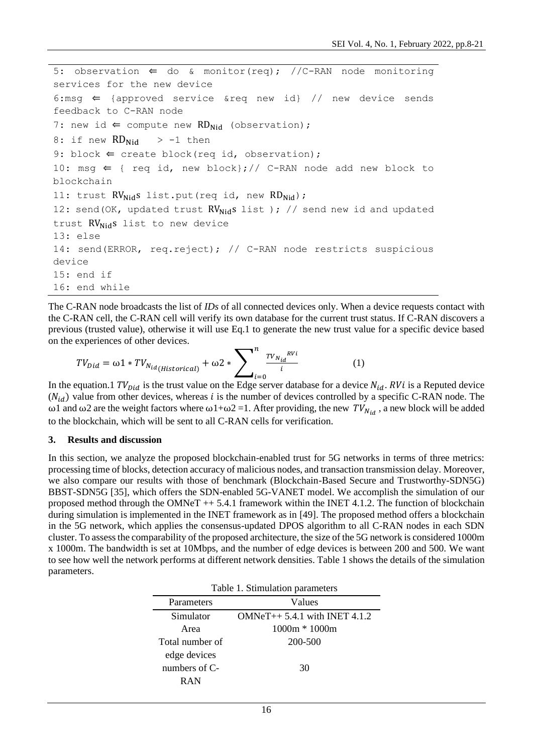```
5: observation ⇐ do & monitor(req); //C-RAN node monitoring services for the new device
6:msg ⇐ {approved service &req new id} // new device sends feedback to C-RAN node
7: new id ⇐ compute new RD_Nid (observation);
8: if new RD_Nid  > -1 then
9: block ⇐ create block(req id, observation);
10: msg ⇐ { req id, new block};// C-RAN node add new block to blockchain
11: trust RV_Nids list.put(req id, new RD_Nid);
12: send(OK, updated trust RV_Nids list ); // send new id and updated trust RV_Nids list to new device
13: else
14: send(ERROR, req.reject); // C-RAN node restricts suspicious device
15: end if
16: end while
```

The C-RAN node broadcasts the list of *IDs* of all connected devices only. When a device requests contact with the C-RAN cell, the C-RAN cell will verify its own database for the current trust status. If C-RAN discovers a previous (trusted value), otherwise it will use Eq.1 to generate the new trust value for a specific device based on the experiences of other devices.

$$TV_{Did} = \omega 1 * TV_{N_{id}(Historical)} + \omega 2 * \sum_{i=0}^{n} \frac{TV_{N_{id}}{}^{RVi}}{i} \qquad (1)$$

In the equation.1 $TV_{Did}$ is the trust value on the Edge server database for a device $N_{id}$. $RVi$ is a Reputed device ($N_{id}$) value from other devices, whereas $i$ is the number of devices controlled by a specific C-RAN node. The ω1 and ω2 are the weight factors where ω1+ω2 =1. After providing, the new $TV_{N_{id}}$, a new block will be added to the blockchain, which will be sent to all C-RAN cells for verification.

## 3. Results and discussion

In this section, we analyze the proposed blockchain-enabled trust for 5G networks in terms of three metrics: processing time of blocks, detection accuracy of malicious nodes, and transaction transmission delay. Moreover, we also compare our results with those of benchmark (Blockchain-Based Secure and Trustworthy-SDN5G) BBST-SDN5G [35], which offers the SDN-enabled 5G-VANET model. We accomplish the simulation of our proposed method through the OMNeT ++ 5.4.1 framework within the INET 4.1.2. The function of blockchain during simulation is implemented in the INET framework as in [49]. The proposed method offers a blockchain in the 5G network, which applies the consensus-updated DPOS algorithm to all C-RAN nodes in each SDN cluster. To assess the comparability of the proposed architecture, the size of the 5G network is considered 1000m x 1000m. The bandwidth is set at 10Mbps, and the number of edge devices is between 200 and 500. We want to see how well the network performs at different network densities. Table 1 shows the details of the simulation parameters.

Table 1. Stimulation parameters

| Parameters | Values |
|---|---|
| Simulator | OMNeT++ 5.4.1 with INET 4.1.2 |
| Area | 1000m * 1000m |
| Total number of edge devices | 200-500 |
| numbers of C-RAN | 30 |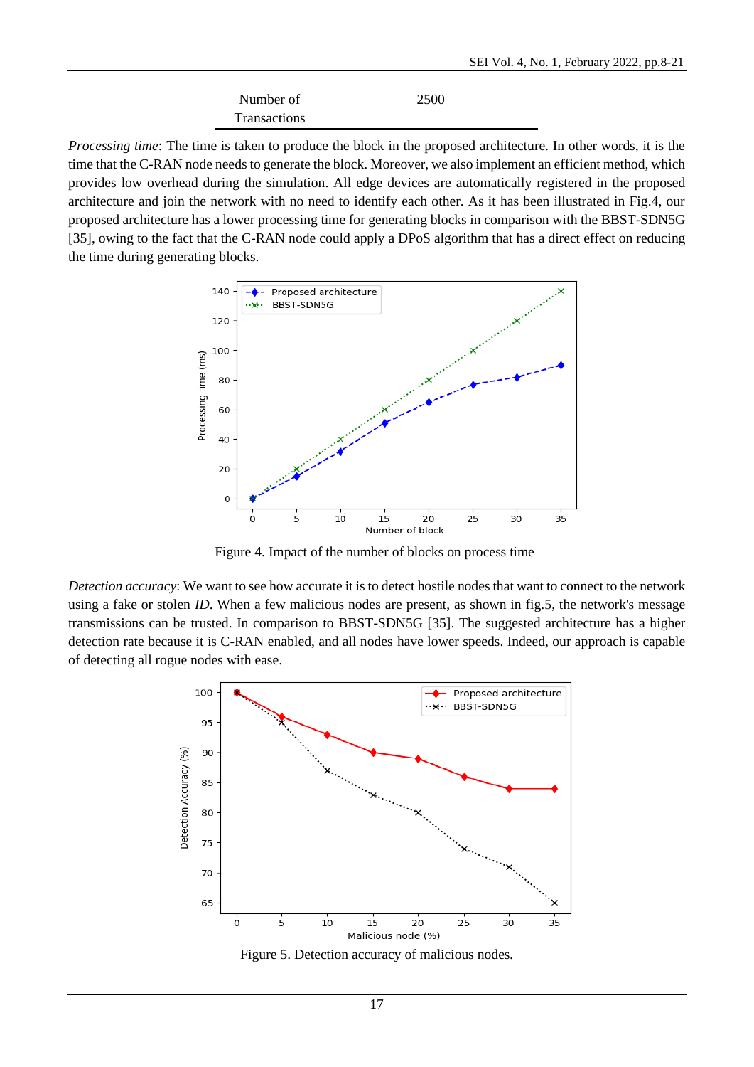| Number of Transactions | 2500 |
|---|---|

*Processing time*: The time is taken to produce the block in the proposed architecture. In other words, it is the time that the C-RAN node needs to generate the block. Moreover, we also implement an efficient method, which provides low overhead during the simulation. All edge devices are automatically registered in the proposed architecture and join the network with no need to identify each other. As it has been illustrated in Fig.4, our proposed architecture has a lower processing time for generating blocks in comparison with the BBST-SDN5G [35], owing to the fact that the C-RAN node could apply a DPoS algorithm that has a direct effect on reducing the time during generating blocks.

Figure 4. Impact of the number of blocks on process time

*Detection accuracy*: We want to see how accurate it is to detect hostile nodes that want to connect to the network using a fake or stolen *ID*. When a few malicious nodes are present, as shown in fig.5, the network's message transmissions can be trusted. In comparison to BBST-SDN5G [35]. The suggested architecture has a higher detection rate because it is C-RAN enabled, and all nodes have lower speeds. Indeed, our approach is capable of detecting all rogue nodes with ease.

Figure 5. Detection accuracy of malicious nodes.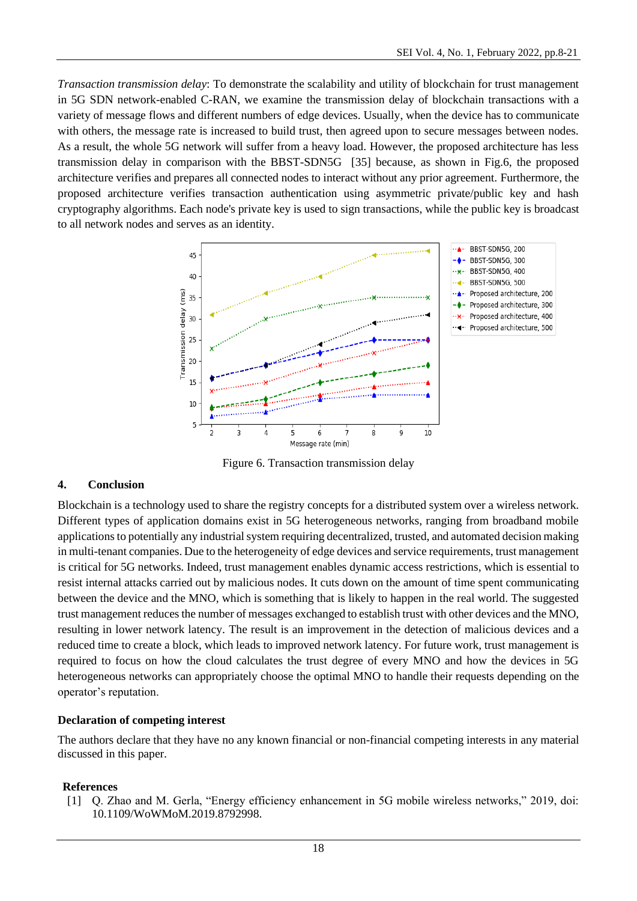*Transaction transmission delay*: To demonstrate the scalability and utility of blockchain for trust management in 5G SDN network-enabled C-RAN, we examine the transmission delay of blockchain transactions with a variety of message flows and different numbers of edge devices. Usually, when the device has to communicate with others, the message rate is increased to build trust, then agreed upon to secure messages between nodes. As a result, the whole 5G network will suffer from a heavy load. However, the proposed architecture has less transmission delay in comparison with the BBST-SDN5G [35] because, as shown in Fig.6, the proposed architecture verifies and prepares all connected nodes to interact without any prior agreement. Furthermore, the proposed architecture verifies transaction authentication using asymmetric private/public key and hash cryptography algorithms. Each node's private key is used to sign transactions, while the public key is broadcast to all network nodes and serves as an identity.

Figure 6. Transaction transmission delay

## 4. Conclusion

Blockchain is a technology used to share the registry concepts for a distributed system over a wireless network. Different types of application domains exist in 5G heterogeneous networks, ranging from broadband mobile applications to potentially any industrial system requiring decentralized, trusted, and automated decision making in multi-tenant companies. Due to the heterogeneity of edge devices and service requirements, trust management is critical for 5G networks. Indeed, trust management enables dynamic access restrictions, which is essential to resist internal attacks carried out by malicious nodes. It cuts down on the amount of time spent communicating between the device and the MNO, which is something that is likely to happen in the real world. The suggested trust management reduces the number of messages exchanged to establish trust with other devices and the MNO, resulting in lower network latency. The result is an improvement in the detection of malicious devices and a reduced time to create a block, which leads to improved network latency. For future work, trust management is required to focus on how the cloud calculates the trust degree of every MNO and how the devices in 5G heterogeneous networks can appropriately choose the optimal MNO to handle their requests depending on the operator's reputation.

### Declaration of competing interest

The authors declare that they have no any known financial or non-financial competing interests in any material discussed in this paper.

### References

[1] Q. Zhao and M. Gerla, "Energy efficiency enhancement in 5G mobile wireless networks," 2019, doi: 10.1109/WoWMoM.2019.8792998.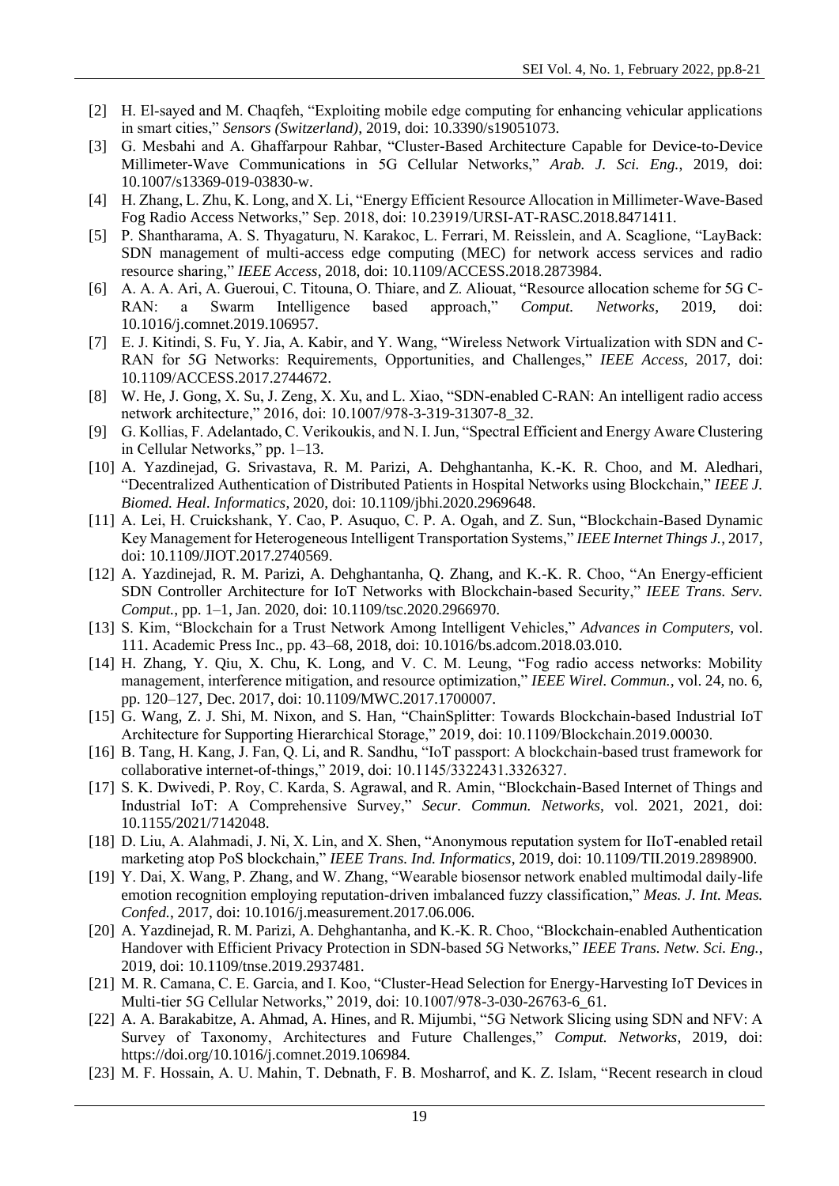[2] H. El-sayed and M. Chaqfeh, "Exploiting mobile edge computing for enhancing vehicular applications in smart cities," *Sensors (Switzerland)*, 2019, doi: 10.3390/s19051073.

[3] G. Mesbahi and A. Ghaffarpour Rahbar, "Cluster-Based Architecture Capable for Device-to-Device Millimeter-Wave Communications in 5G Cellular Networks," *Arab. J. Sci. Eng.*, 2019, doi: 10.1007/s13369-019-03830-w.

[4] H. Zhang, L. Zhu, K. Long, and X. Li, "Energy Efficient Resource Allocation in Millimeter-Wave-Based Fog Radio Access Networks," Sep. 2018, doi: 10.23919/URSI-AT-RASC.2018.8471411.

[5] P. Shantharama, A. S. Thyagaturu, N. Karakoc, L. Ferrari, M. Reisslein, and A. Scaglione, "LayBack: SDN management of multi-access edge computing (MEC) for network access services and radio resource sharing," *IEEE Access*, 2018, doi: 10.1109/ACCESS.2018.2873984.

[6] A. A. A. Ari, A. Gueroui, C. Titouna, O. Thiare, and Z. Aliouat, "Resource allocation scheme for 5G C-RAN: a Swarm Intelligence based approach," *Comput. Networks*, 2019, doi: 10.1016/j.comnet.2019.106957.

[7] E. J. Kitindi, S. Fu, Y. Jia, A. Kabir, and Y. Wang, "Wireless Network Virtualization with SDN and C-RAN for 5G Networks: Requirements, Opportunities, and Challenges," *IEEE Access*, 2017, doi: 10.1109/ACCESS.2017.2744672.

[8] W. He, J. Gong, X. Su, J. Zeng, X. Xu, and L. Xiao, "SDN-enabled C-RAN: An intelligent radio access network architecture," 2016, doi: 10.1007/978-3-319-31307-8_32.

[9] G. Kollias, F. Adelantado, C. Verikoukis, and N. I. Jun, "Spectral Efficient and Energy Aware Clustering in Cellular Networks," pp. 1–13.

[10] A. Yazdinejad, G. Srivastava, R. M. Parizi, A. Dehghantanha, K.-K. R. Choo, and M. Aledhari, "Decentralized Authentication of Distributed Patients in Hospital Networks using Blockchain," *IEEE J. Biomed. Heal. Informatics*, 2020, doi: 10.1109/jbhi.2020.2969648.

[11] A. Lei, H. Cruickshank, Y. Cao, P. Asuquo, C. P. A. Ogah, and Z. Sun, "Blockchain-Based Dynamic Key Management for Heterogeneous Intelligent Transportation Systems," *IEEE Internet Things J.*, 2017, doi: 10.1109/JIOT.2017.2740569.

[12] A. Yazdinejad, R. M. Parizi, A. Dehghantanha, Q. Zhang, and K.-K. R. Choo, "An Energy-efficient SDN Controller Architecture for IoT Networks with Blockchain-based Security," *IEEE Trans. Serv. Comput.*, pp. 1–1, Jan. 2020, doi: 10.1109/tsc.2020.2966970.

[13] S. Kim, "Blockchain for a Trust Network Among Intelligent Vehicles," *Advances in Computers*, vol. 111. Academic Press Inc., pp. 43–68, 2018, doi: 10.1016/bs.adcom.2018.03.010.

[14] H. Zhang, Y. Qiu, X. Chu, K. Long, and V. C. M. Leung, "Fog radio access networks: Mobility management, interference mitigation, and resource optimization," *IEEE Wirel. Commun.*, vol. 24, no. 6, pp. 120–127, Dec. 2017, doi: 10.1109/MWC.2017.1700007.

[15] G. Wang, Z. J. Shi, M. Nixon, and S. Han, "ChainSplitter: Towards Blockchain-based Industrial IoT Architecture for Supporting Hierarchical Storage," 2019, doi: 10.1109/Blockchain.2019.00030.

[16] B. Tang, H. Kang, J. Fan, Q. Li, and R. Sandhu, "IoT passport: A blockchain-based trust framework for collaborative internet-of-things," 2019, doi: 10.1145/3322431.3326327.

[17] S. K. Dwivedi, P. Roy, C. Karda, S. Agrawal, and R. Amin, "Blockchain-Based Internet of Things and Industrial IoT: A Comprehensive Survey," *Secur. Commun. Networks*, vol. 2021, 2021, doi: 10.1155/2021/7142048.

[18] D. Liu, A. Alahmadi, J. Ni, X. Lin, and X. Shen, "Anonymous reputation system for IIoT-enabled retail marketing atop PoS blockchain," *IEEE Trans. Ind. Informatics*, 2019, doi: 10.1109/TII.2019.2898900.

[19] Y. Dai, X. Wang, P. Zhang, and W. Zhang, "Wearable biosensor network enabled multimodal daily-life emotion recognition employing reputation-driven imbalanced fuzzy classification," *Meas. J. Int. Meas. Confed.*, 2017, doi: 10.1016/j.measurement.2017.06.006.

[20] A. Yazdinejad, R. M. Parizi, A. Dehghantanha, and K.-K. R. Choo, "Blockchain-enabled Authentication Handover with Efficient Privacy Protection in SDN-based 5G Networks," *IEEE Trans. Netw. Sci. Eng.*, 2019, doi: 10.1109/tnse.2019.2937481.

[21] M. R. Camana, C. E. Garcia, and I. Koo, "Cluster-Head Selection for Energy-Harvesting IoT Devices in Multi-tier 5G Cellular Networks," 2019, doi: 10.1007/978-3-030-26763-6_61.

[22] A. A. Barakabitze, A. Ahmad, A. Hines, and R. Mijumbi, "5G Network Slicing using SDN and NFV: A Survey of Taxonomy, Architectures and Future Challenges," *Comput. Networks*, 2019, doi: https://doi.org/10.1016/j.comnet.2019.106984.

[23] M. F. Hossain, A. U. Mahin, T. Debnath, F. B. Mosharrof, and K. Z. Islam, "Recent research in cloud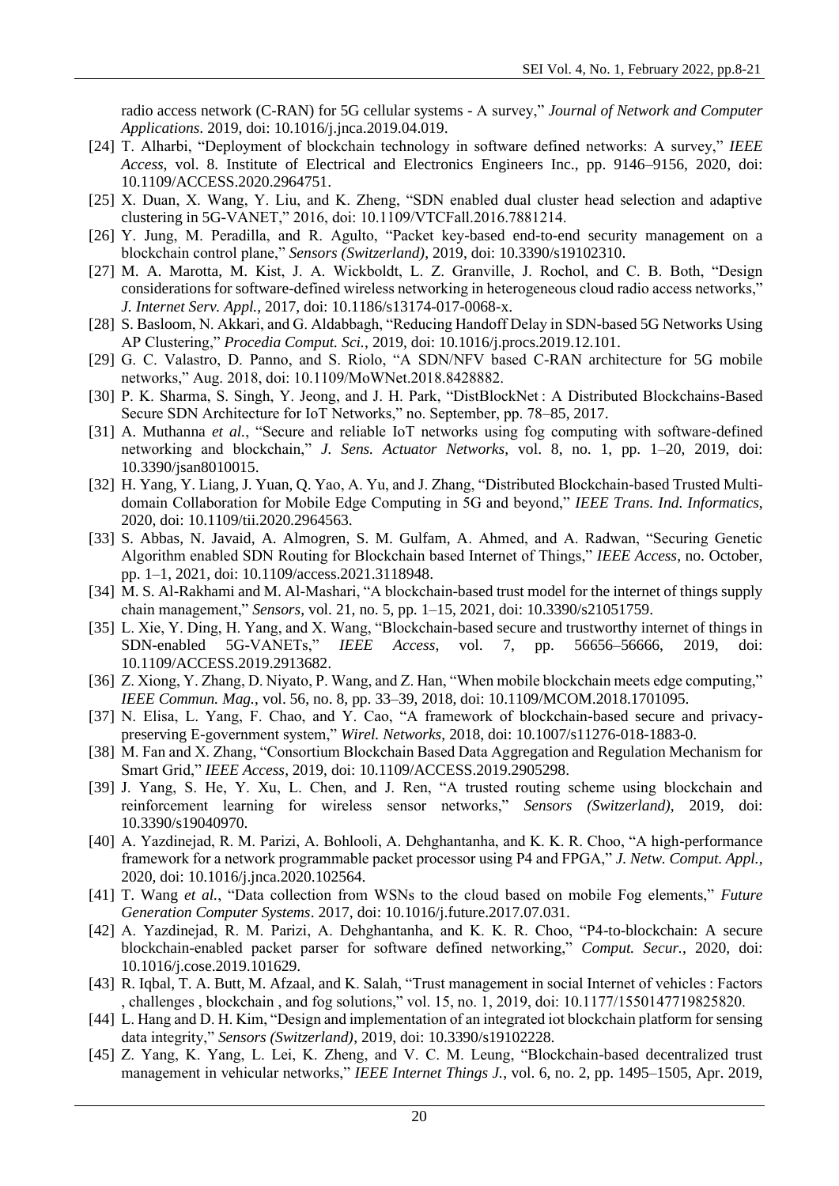radio access network (C-RAN) for 5G cellular systems - A survey," *Journal of Network and Computer Applications*. 2019, doi: 10.1016/j.jnca.2019.04.019.

[24] T. Alharbi, "Deployment of blockchain technology in software defined networks: A survey," *IEEE Access*, vol. 8. Institute of Electrical and Electronics Engineers Inc., pp. 9146–9156, 2020, doi: 10.1109/ACCESS.2020.2964751.

[25] X. Duan, X. Wang, Y. Liu, and K. Zheng, "SDN enabled dual cluster head selection and adaptive clustering in 5G-VANET," 2016, doi: 10.1109/VTCFall.2016.7881214.

[26] Y. Jung, M. Peradilla, and R. Agulto, "Packet key-based end-to-end security management on a blockchain control plane," *Sensors (Switzerland)*, 2019, doi: 10.3390/s19102310.

[27] M. A. Marotta, M. Kist, J. A. Wickboldt, L. Z. Granville, J. Rochol, and C. B. Both, "Design considerations for software-defined wireless networking in heterogeneous cloud radio access networks," *J. Internet Serv. Appl.*, 2017, doi: 10.1186/s13174-017-0068-x.

[28] S. Basloom, N. Akkari, and G. Aldabbagh, "Reducing Handoff Delay in SDN-based 5G Networks Using AP Clustering," *Procedia Comput. Sci.*, 2019, doi: 10.1016/j.procs.2019.12.101.

[29] G. C. Valastro, D. Panno, and S. Riolo, "A SDN/NFV based C-RAN architecture for 5G mobile networks," Aug. 2018, doi: 10.1109/MoWNet.2018.8428882.

[30] P. K. Sharma, S. Singh, Y. Jeong, and J. H. Park, "DistBlockNet : A Distributed Blockchains-Based Secure SDN Architecture for IoT Networks," no. September, pp. 78–85, 2017.

[31] A. Muthanna *et al.*, "Secure and reliable IoT networks using fog computing with software-defined networking and blockchain," *J. Sens. Actuator Networks*, vol. 8, no. 1, pp. 1–20, 2019, doi: 10.3390/jsan8010015.

[32] H. Yang, Y. Liang, J. Yuan, Q. Yao, A. Yu, and J. Zhang, "Distributed Blockchain-based Trusted Multi-domain Collaboration for Mobile Edge Computing in 5G and beyond," *IEEE Trans. Ind. Informatics*, 2020, doi: 10.1109/tii.2020.2964563.

[33] S. Abbas, N. Javaid, A. Almogren, S. M. Gulfam, A. Ahmed, and A. Radwan, "Securing Genetic Algorithm enabled SDN Routing for Blockchain based Internet of Things," *IEEE Access*, no. October, pp. 1–1, 2021, doi: 10.1109/access.2021.3118948.

[34] M. S. Al-Rakhami and M. Al-Mashari, "A blockchain-based trust model for the internet of things supply chain management," *Sensors*, vol. 21, no. 5, pp. 1–15, 2021, doi: 10.3390/s21051759.

[35] L. Xie, Y. Ding, H. Yang, and X. Wang, "Blockchain-based secure and trustworthy internet of things in SDN-enabled 5G-VANETs," *IEEE Access*, vol. 7, pp. 56656–56666, 2019, doi: 10.1109/ACCESS.2019.2913682.

[36] Z. Xiong, Y. Zhang, D. Niyato, P. Wang, and Z. Han, "When mobile blockchain meets edge computing," *IEEE Commun. Mag.*, vol. 56, no. 8, pp. 33–39, 2018, doi: 10.1109/MCOM.2018.1701095.

[37] N. Elisa, L. Yang, F. Chao, and Y. Cao, "A framework of blockchain-based secure and privacy-preserving E-government system," *Wirel. Networks*, 2018, doi: 10.1007/s11276-018-1883-0.

[38] M. Fan and X. Zhang, "Consortium Blockchain Based Data Aggregation and Regulation Mechanism for Smart Grid," *IEEE Access*, 2019, doi: 10.1109/ACCESS.2019.2905298.

[39] J. Yang, S. He, Y. Xu, L. Chen, and J. Ren, "A trusted routing scheme using blockchain and reinforcement learning for wireless sensor networks," *Sensors (Switzerland)*, 2019, doi: 10.3390/s19040970.

[40] A. Yazdinejad, R. M. Parizi, A. Bohlooli, A. Dehghantanha, and K. K. R. Choo, "A high-performance framework for a network programmable packet processor using P4 and FPGA," *J. Netw. Comput. Appl.*, 2020, doi: 10.1016/j.jnca.2020.102564.

[41] T. Wang *et al.*, "Data collection from WSNs to the cloud based on mobile Fog elements," *Future Generation Computer Systems*. 2017, doi: 10.1016/j.future.2017.07.031.

[42] A. Yazdinejad, R. M. Parizi, A. Dehghantanha, and K. K. R. Choo, "P4-to-blockchain: A secure blockchain-enabled packet parser for software defined networking," *Comput. Secur.*, 2020, doi: 10.1016/j.cose.2019.101629.

[43] R. Iqbal, T. A. Butt, M. Afzaal, and K. Salah, "Trust management in social Internet of vehicles : Factors , challenges , blockchain , and fog solutions," vol. 15, no. 1, 2019, doi: 10.1177/1550147719825820.

[44] L. Hang and D. H. Kim, "Design and implementation of an integrated iot blockchain platform for sensing data integrity," *Sensors (Switzerland)*, 2019, doi: 10.3390/s19102228.

[45] Z. Yang, K. Yang, L. Lei, K. Zheng, and V. C. M. Leung, "Blockchain-based decentralized trust management in vehicular networks," *IEEE Internet Things J.*, vol. 6, no. 2, pp. 1495–1505, Apr. 2019,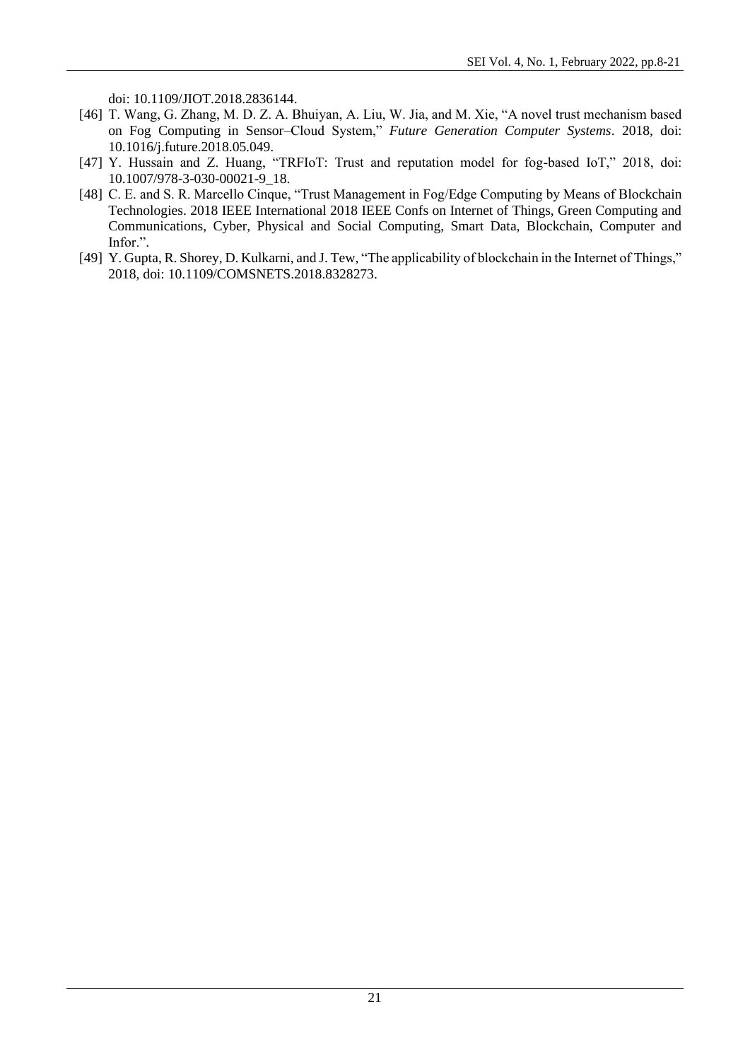doi: 10.1109/JIOT.2018.2836144.

[46] T. Wang, G. Zhang, M. D. Z. A. Bhuiyan, A. Liu, W. Jia, and M. Xie, "A novel trust mechanism based on Fog Computing in Sensor–Cloud System," *Future Generation Computer Systems*. 2018, doi: 10.1016/j.future.2018.05.049.

[47] Y. Hussain and Z. Huang, "TRFIoT: Trust and reputation model for fog-based IoT," 2018, doi: 10.1007/978-3-030-00021-9_18.

[48] C. E. and S. R. Marcello Cinque, "Trust Management in Fog/Edge Computing by Means of Blockchain Technologies. 2018 IEEE International 2018 IEEE Confs on Internet of Things, Green Computing and Communications, Cyber, Physical and Social Computing, Smart Data, Blockchain, Computer and Infor.".

[49] Y. Gupta, R. Shorey, D. Kulkarni, and J. Tew, "The applicability of blockchain in the Internet of Things," 2018, doi: 10.1109/COMSNETS.2018.8328273.